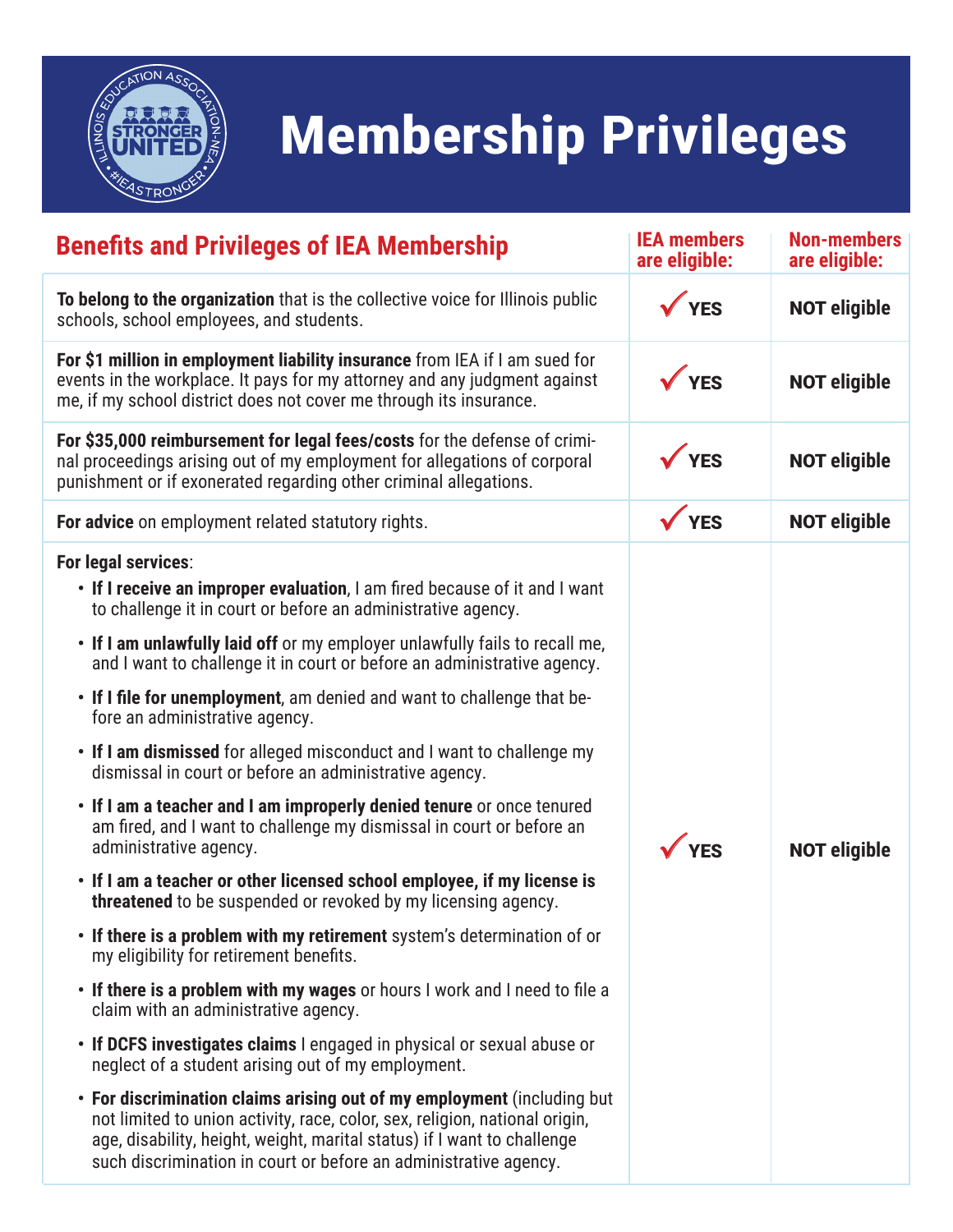# Membership Privileges

| **Benefits and Privileges of IEA Membership** | **IEA members are eligible:** | **Non-members are eligible:** |
| --- | --- | --- |
| **To belong to the organization** that is the collective voice for Illinois public schools, school employees, and students. | ✓ YES | NOT eligible |
| **For $1 million in employment liability insurance** from IEA if I am sued for events in the workplace. It pays for my attorney and any judgment against me, if my school district does not cover me through its insurance. | ✓ YES | NOT eligible |
| **For $35,000 reimbursement for legal fees/costs** for the defense of criminal proceedings arising out of my employment for allegations of corporal punishment or if exonerated regarding other criminal allegations. | ✓ YES | NOT eligible |
| **For advice** on employment related statutory rights. | ✓ YES | NOT eligible |
| **For legal services**:<br>• **If I receive an improper evaluation**, I am fired because of it and I want to challenge it in court or before an administrative agency.<br>• **If I am unlawfully laid off** or my employer unlawfully fails to recall me, and I want to challenge it in court or before an administrative agency.<br>• **If I file for unemployment**, am denied and want to challenge that before an administrative agency.<br>• **If I am dismissed** for alleged misconduct and I want to challenge my dismissal in court or before an administrative agency.<br>• **If I am a teacher and I am improperly denied tenure** or once tenured am fired, and I want to challenge my dismissal in court or before an administrative agency.<br>• **If I am a teacher or other licensed school employee, if my license is threatened** to be suspended or revoked by my licensing agency.<br>• **If there is a problem with my retirement** system's determination of or my eligibility for retirement benefits.<br>• **If there is a problem with my wages** or hours I work and I need to file a claim with an administrative agency.<br>• **If DCFS investigates claims** I engaged in physical or sexual abuse or neglect of a student arising out of my employment.<br>• **For discrimination claims arising out of my employment** (including but not limited to union activity, race, color, sex, religion, national origin, age, disability, height, weight, marital status) if I want to challenge such discrimination in court or before an administrative agency. | ✓ YES | NOT eligible |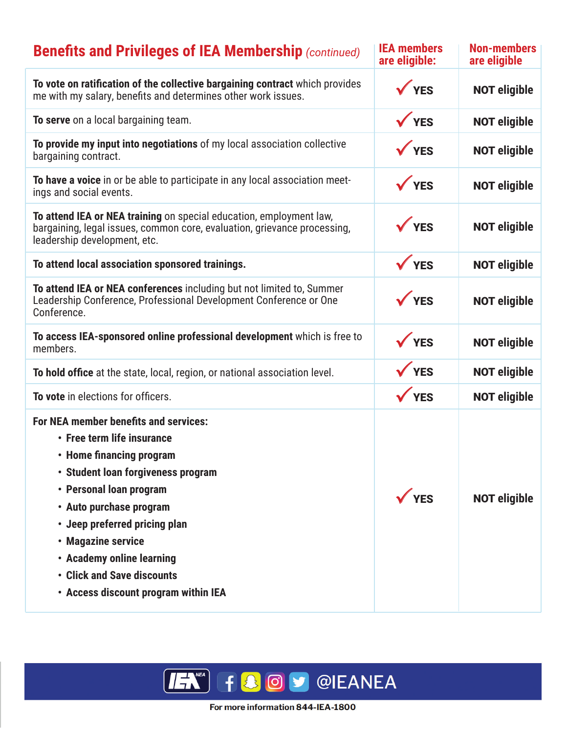| **Benefits and Privileges of IEA Membership** *(continued)* | **IEA members are eligible:** | **Non-members are eligible** |
|---|---|---|
| **To vote on ratification of the collective bargaining contract** which provides me with my salary, benefits and determines other work issues. | ✓ **YES** | **NOT eligible** |
| **To serve** on a local bargaining team. | ✓ **YES** | **NOT eligible** |
| **To provide my input into negotiations** of my local association collective bargaining contract. | ✓ **YES** | **NOT eligible** |
| **To have a voice** in or be able to participate in any local association meetings and social events. | ✓ **YES** | **NOT eligible** |
| **To attend IEA or NEA training** on special education, employment law, bargaining, legal issues, common core, evaluation, grievance processing, leadership development, etc. | ✓ **YES** | **NOT eligible** |
| **To attend local association sponsored trainings.** | ✓ **YES** | **NOT eligible** |
| **To attend IEA or NEA conferences** including but not limited to, Summer Leadership Conference, Professional Development Conference or One Conference. | ✓ **YES** | **NOT eligible** |
| **To access IEA-sponsored online professional development** which is free to members. | ✓ **YES** | **NOT eligible** |
| **To hold office** at the state, local, region, or national association level. | ✓ **YES** | **NOT eligible** |
| **To vote** in elections for officers. | ✓ **YES** | **NOT eligible** |
| **For NEA member benefits and services:**<br>• **Free term life insurance**<br>• **Home financing program**<br>• **Student loan forgiveness program**<br>• **Personal loan program**<br>• **Auto purchase program**<br>• **Jeep preferred pricing plan**<br>• **Magazine service**<br>• **Academy online learning**<br>• **Click and Save discounts**<br>• **Access discount program within IEA** | ✓ **YES** | **NOT eligible** |

IEA NEA @IEANEA

**For more information 844-IEA-1800**